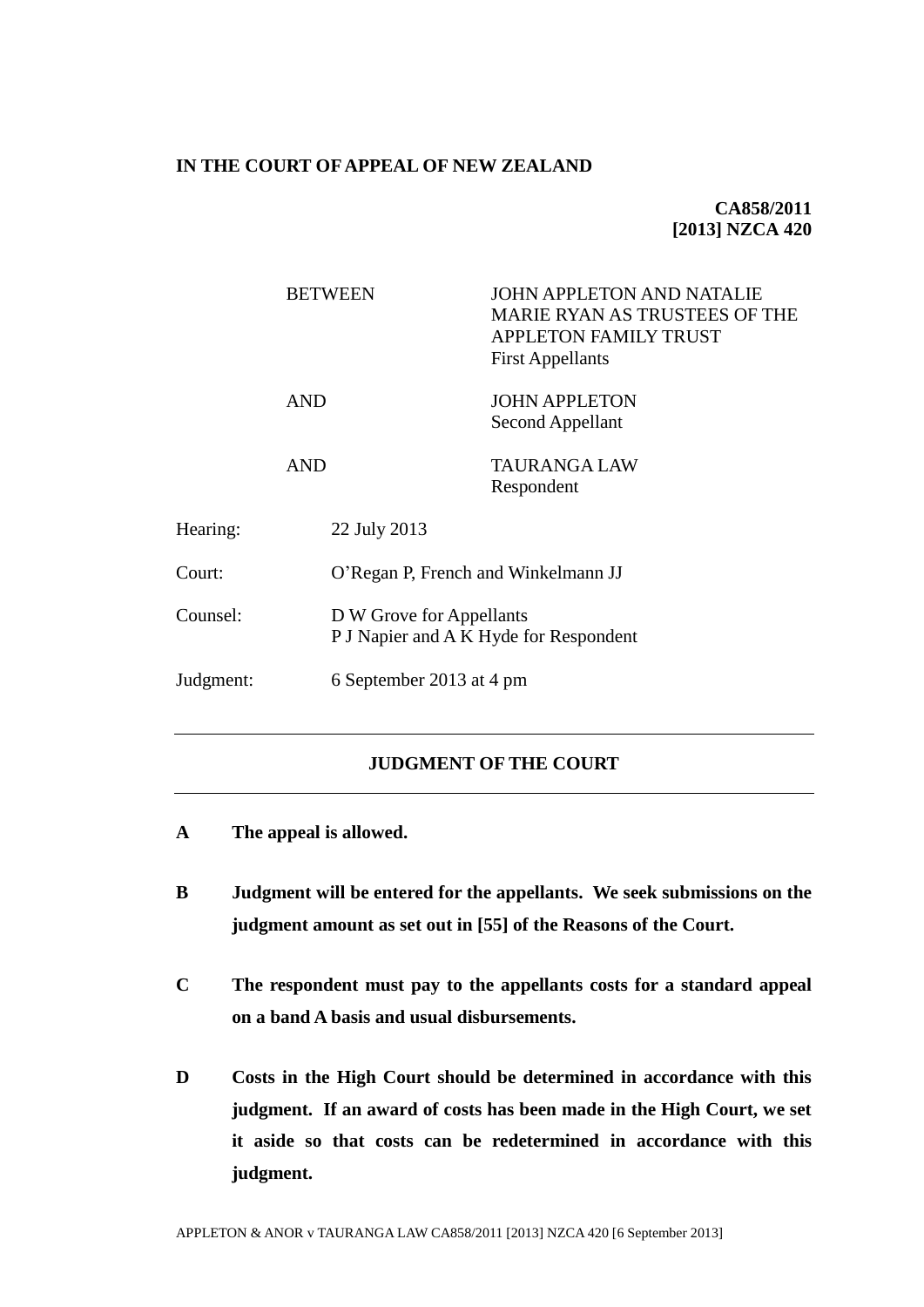**IN THE COURT OF APPEAL OF NEW ZEALAND**

**CA858/2011**
**[2013] NZCA 420**

| | |
|---|---|
| BETWEEN | JOHN APPLETON AND NATALIE MARIE RYAN AS TRUSTEES OF THE APPLETON FAMILY TRUST<br>First Appellants |
| AND | JOHN APPLETON<br>Second Appellant |
| AND | TAURANGA LAW<br>Respondent |

| | |
|---|---|
| Hearing: | 22 July 2013 |
| Court: | O'Regan P, French and Winkelmann JJ |
| Counsel: | D W Grove for Appellants<br>P J Napier and A K Hyde for Respondent |
| Judgment: | 6 September 2013 at 4 pm |

---

**JUDGMENT OF THE COURT**

---

**A The appeal is allowed.**

**B Judgment will be entered for the appellants. We seek submissions on the judgment amount as set out in [55] of the Reasons of the Court.**

**C The respondent must pay to the appellants costs for a standard appeal on a band A basis and usual disbursements.**

**D Costs in the High Court should be determined in accordance with this judgment. If an award of costs has been made in the High Court, we set it aside so that costs can be redetermined in accordance with this judgment.**

APPLETON & ANOR v TAURANGA LAW CA858/2011 [2013] NZCA 420 [6 September 2013]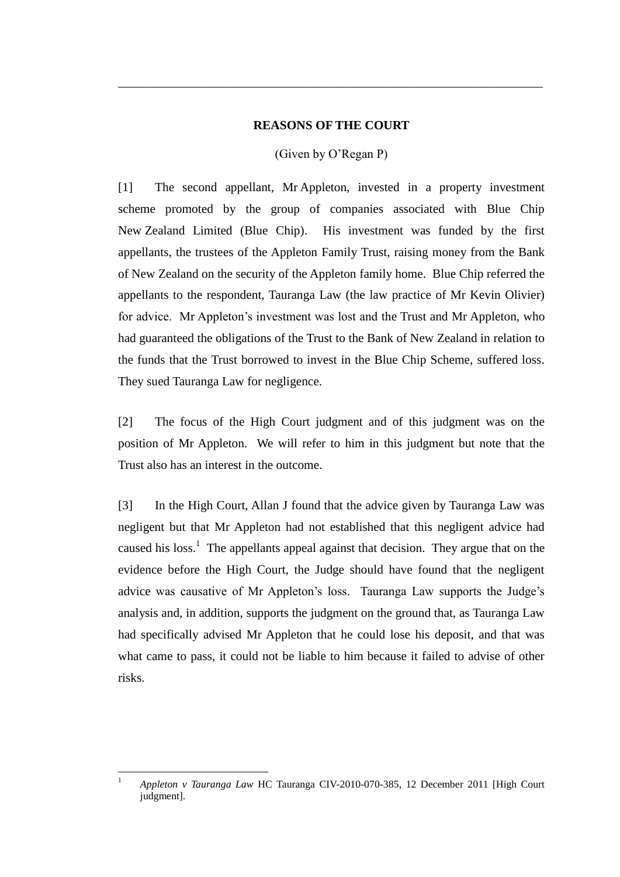## REASONS OF THE COURT

(Given by O'Regan P)

[1] The second appellant, Mr Appleton, invested in a property investment scheme promoted by the group of companies associated with Blue Chip New Zealand Limited (Blue Chip). His investment was funded by the first appellants, the trustees of the Appleton Family Trust, raising money from the Bank of New Zealand on the security of the Appleton family home. Blue Chip referred the appellants to the respondent, Tauranga Law (the law practice of Mr Kevin Olivier) for advice. Mr Appleton's investment was lost and the Trust and Mr Appleton, who had guaranteed the obligations of the Trust to the Bank of New Zealand in relation to the funds that the Trust borrowed to invest in the Blue Chip Scheme, suffered loss. They sued Tauranga Law for negligence.

[2] The focus of the High Court judgment and of this judgment was on the position of Mr Appleton. We will refer to him in this judgment but note that the Trust also has an interest in the outcome.

[3] In the High Court, Allan J found that the advice given by Tauranga Law was negligent but that Mr Appleton had not established that this negligent advice had caused his loss.[1] The appellants appeal against that decision. They argue that on the evidence before the High Court, the Judge should have found that the negligent advice was causative of Mr Appleton's loss. Tauranga Law supports the Judge's analysis and, in addition, supports the judgment on the ground that, as Tauranga Law had specifically advised Mr Appleton that he could lose his deposit, and that was what came to pass, it could not be liable to him because it failed to advise of other risks.

---

[1] *Appleton v Tauranga Law* HC Tauranga CIV-2010-070-385, 12 December 2011 [High Court judgment].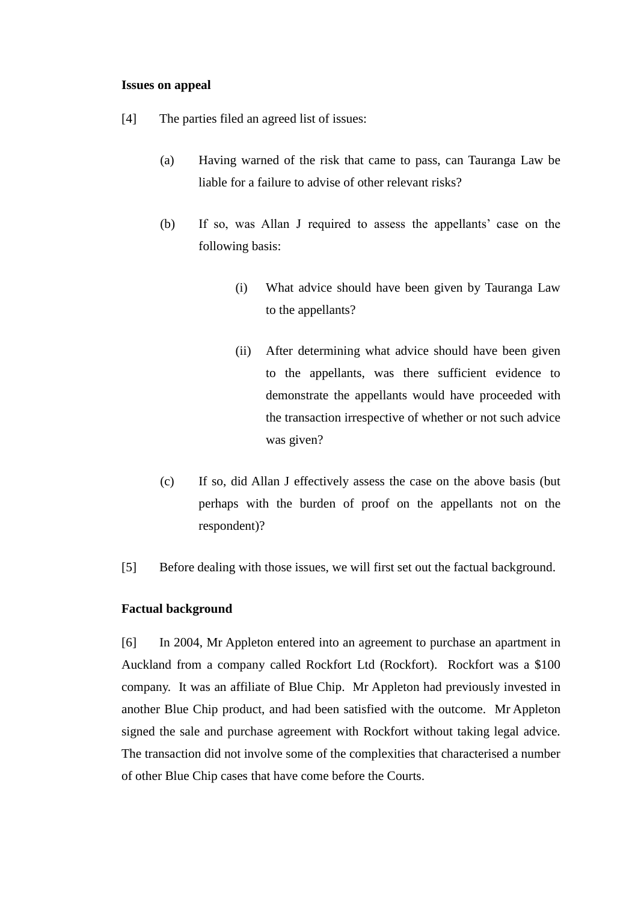**Issues on appeal**

[4] The parties filed an agreed list of issues:

(a) Having warned of the risk that came to pass, can Tauranga Law be liable for a failure to advise of other relevant risks?

(b) If so, was Allan J required to assess the appellants' case on the following basis:

(i) What advice should have been given by Tauranga Law to the appellants?

(ii) After determining what advice should have been given to the appellants, was there sufficient evidence to demonstrate the appellants would have proceeded with the transaction irrespective of whether or not such advice was given?

(c) If so, did Allan J effectively assess the case on the above basis (but perhaps with the burden of proof on the appellants not on the respondent)?

[5] Before dealing with those issues, we will first set out the factual background.

**Factual background**

[6] In 2004, Mr Appleton entered into an agreement to purchase an apartment in Auckland from a company called Rockfort Ltd (Rockfort). Rockfort was a $100 company. It was an affiliate of Blue Chip. Mr Appleton had previously invested in another Blue Chip product, and had been satisfied with the outcome. Mr Appleton signed the sale and purchase agreement with Rockfort without taking legal advice. The transaction did not involve some of the complexities that characterised a number of other Blue Chip cases that have come before the Courts.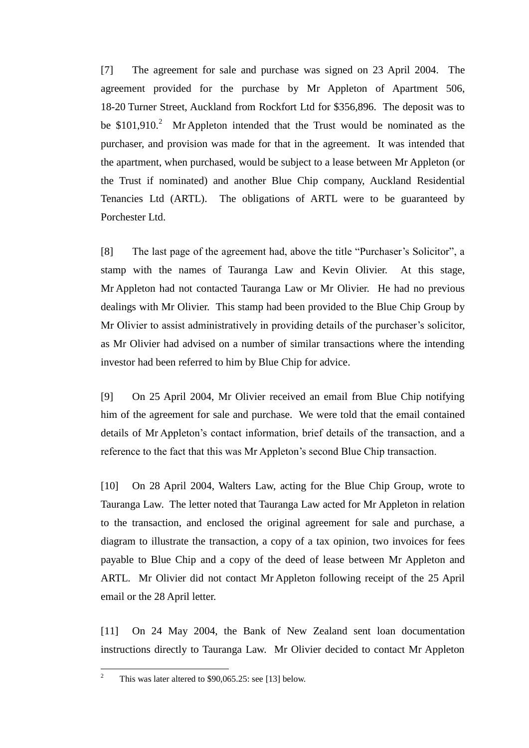[7] The agreement for sale and purchase was signed on 23 April 2004. The agreement provided for the purchase by Mr Appleton of Apartment 506, 18-20 Turner Street, Auckland from Rockfort Ltd for $356,896. The deposit was to be $101,910.[2] Mr Appleton intended that the Trust would be nominated as the purchaser, and provision was made for that in the agreement. It was intended that the apartment, when purchased, would be subject to a lease between Mr Appleton (or the Trust if nominated) and another Blue Chip company, Auckland Residential Tenancies Ltd (ARTL). The obligations of ARTL were to be guaranteed by Porchester Ltd.

[8] The last page of the agreement had, above the title "Purchaser's Solicitor", a stamp with the names of Tauranga Law and Kevin Olivier. At this stage, Mr Appleton had not contacted Tauranga Law or Mr Olivier. He had no previous dealings with Mr Olivier. This stamp had been provided to the Blue Chip Group by Mr Olivier to assist administratively in providing details of the purchaser's solicitor, as Mr Olivier had advised on a number of similar transactions where the intending investor had been referred to him by Blue Chip for advice.

[9] On 25 April 2004, Mr Olivier received an email from Blue Chip notifying him of the agreement for sale and purchase. We were told that the email contained details of Mr Appleton's contact information, brief details of the transaction, and a reference to the fact that this was Mr Appleton's second Blue Chip transaction.

[10] On 28 April 2004, Walters Law, acting for the Blue Chip Group, wrote to Tauranga Law. The letter noted that Tauranga Law acted for Mr Appleton in relation to the transaction, and enclosed the original agreement for sale and purchase, a diagram to illustrate the transaction, a copy of a tax opinion, two invoices for fees payable to Blue Chip and a copy of the deed of lease between Mr Appleton and ARTL. Mr Olivier did not contact Mr Appleton following receipt of the 25 April email or the 28 April letter.

[11] On 24 May 2004, the Bank of New Zealand sent loan documentation instructions directly to Tauranga Law. Mr Olivier decided to contact Mr Appleton

---

[2] This was later altered to $90,065.25: see [13] below.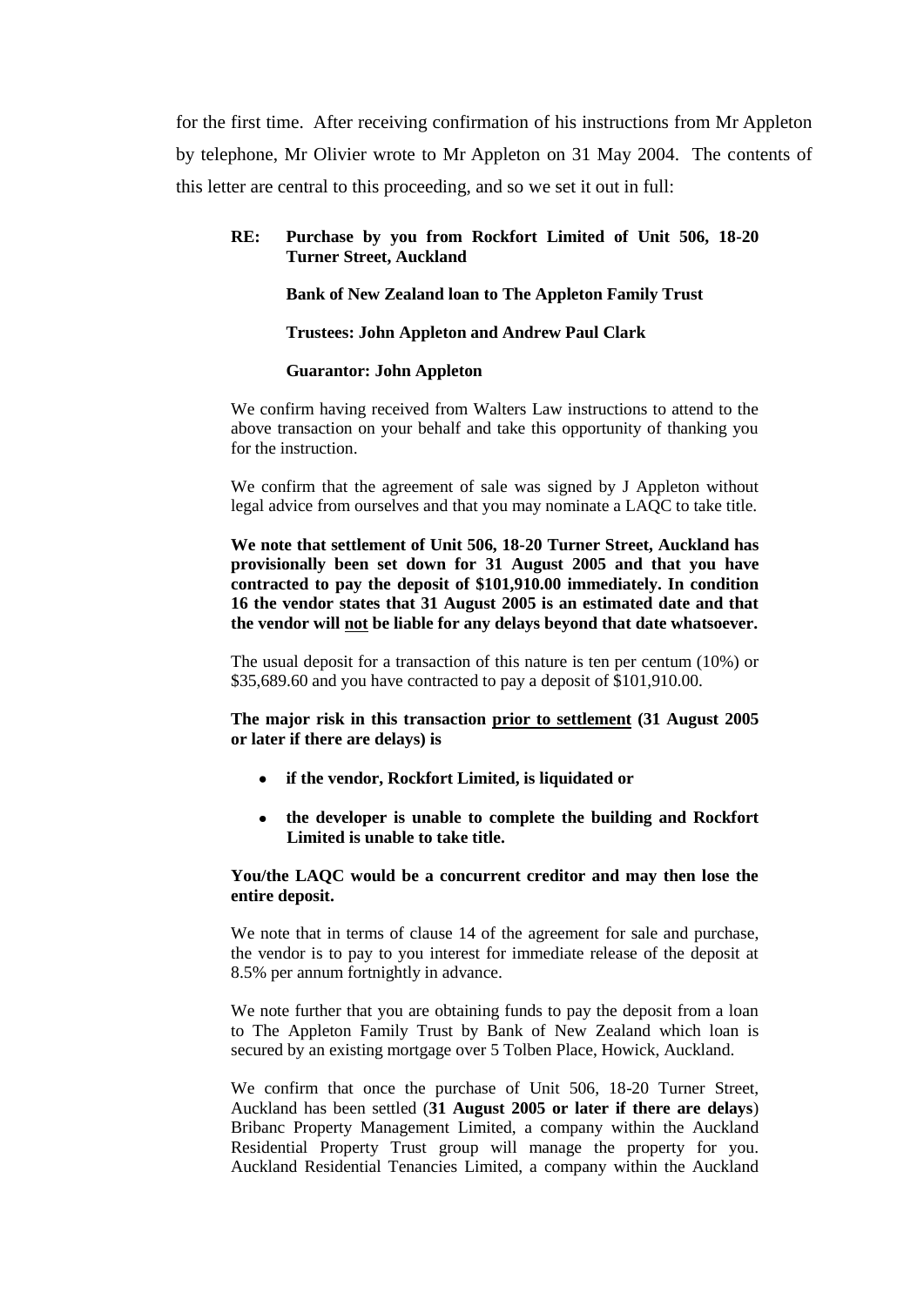for the first time. After receiving confirmation of his instructions from Mr Appleton by telephone, Mr Olivier wrote to Mr Appleton on 31 May 2004. The contents of this letter are central to this proceeding, and so we set it out in full:

> **RE: Purchase by you from Rockfort Limited of Unit 506, 18-20 Turner Street, Auckland**
>
> **Bank of New Zealand loan to The Appleton Family Trust**
>
> **Trustees: John Appleton and Andrew Paul Clark**
>
> **Guarantor: John Appleton**
>
> We confirm having received from Walters Law instructions to attend to the above transaction on your behalf and take this opportunity of thanking you for the instruction.
>
> We confirm that the agreement of sale was signed by J Appleton without legal advice from ourselves and that you may nominate a LAQC to take title.
>
> **We note that settlement of Unit 506, 18-20 Turner Street, Auckland has provisionally been set down for 31 August 2005 and that you have contracted to pay the deposit of $101,910.00 immediately. In condition 16 the vendor states that 31 August 2005 is an estimated date and that the vendor will <u>not</u> be liable for any delays beyond that date whatsoever.**
>
> The usual deposit for a transaction of this nature is ten per centum (10%) or $35,689.60 and you have contracted to pay a deposit of $101,910.00.
>
> **The major risk in this transaction <u>prior to settlement</u> (31 August 2005 or later if there are delays) is**
>
> - **if the vendor, Rockfort Limited, is liquidated or**
> - **the developer is unable to complete the building and Rockfort Limited is unable to take title.**
>
> **You/the LAQC would be a concurrent creditor and may then lose the entire deposit.**
>
> We note that in terms of clause 14 of the agreement for sale and purchase, the vendor is to pay to you interest for immediate release of the deposit at 8.5% per annum fortnightly in advance.
>
> We note further that you are obtaining funds to pay the deposit from a loan to The Appleton Family Trust by Bank of New Zealand which loan is secured by an existing mortgage over 5 Tolben Place, Howick, Auckland.
>
> We confirm that once the purchase of Unit 506, 18-20 Turner Street, Auckland has been settled (**31 August 2005 or later if there are delays**) Bribanc Property Management Limited, a company within the Auckland Residential Property Trust group will manage the property for you. Auckland Residential Tenancies Limited, a company within the Auckland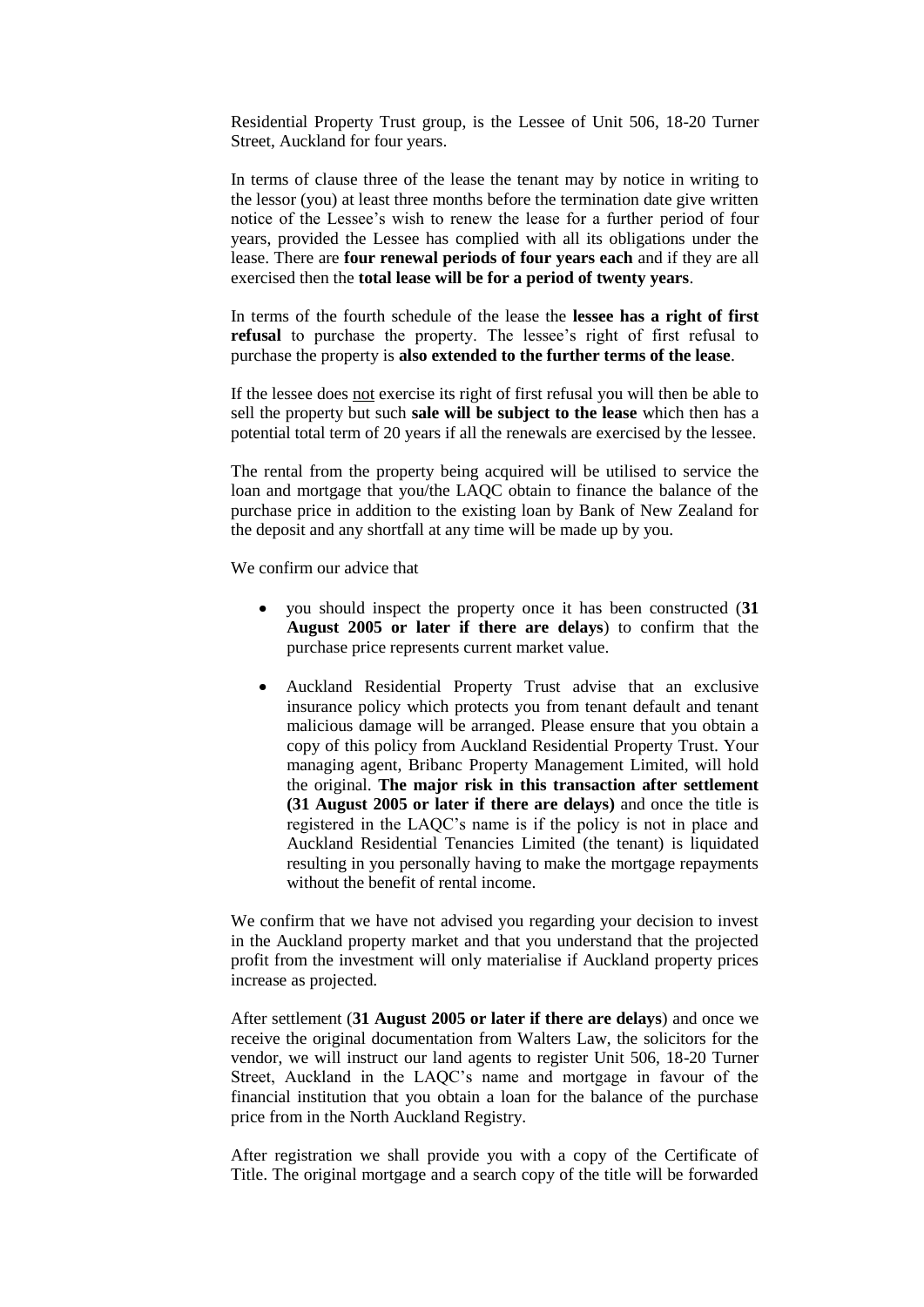Residential Property Trust group, is the Lessee of Unit 506, 18-20 Turner Street, Auckland for four years.

In terms of clause three of the lease the tenant may by notice in writing to the lessor (you) at least three months before the termination date give written notice of the Lessee's wish to renew the lease for a further period of four years, provided the Lessee has complied with all its obligations under the lease. There are **four renewal periods of four years each** and if they are all exercised then the **total lease will be for a period of twenty years**.

In terms of the fourth schedule of the lease the **lessee has a right of first refusal** to purchase the property. The lessee's right of first refusal to purchase the property is **also extended to the further terms of the lease**.

If the lessee does not exercise its right of first refusal you will then be able to sell the property but such **sale will be subject to the lease** which then has a potential total term of 20 years if all the renewals are exercised by the lessee.

The rental from the property being acquired will be utilised to service the loan and mortgage that you/the LAQC obtain to finance the balance of the purchase price in addition to the existing loan by Bank of New Zealand for the deposit and any shortfall at any time will be made up by you.

We confirm our advice that

- you should inspect the property once it has been constructed (**31 August 2005 or later if there are delays**) to confirm that the purchase price represents current market value.
- Auckland Residential Property Trust advise that an exclusive insurance policy which protects you from tenant default and tenant malicious damage will be arranged. Please ensure that you obtain a copy of this policy from Auckland Residential Property Trust. Your managing agent, Bribanc Property Management Limited, will hold the original. **The major risk in this transaction after settlement (31 August 2005 or later if there are delays)** and once the title is registered in the LAQC's name is if the policy is not in place and Auckland Residential Tenancies Limited (the tenant) is liquidated resulting in you personally having to make the mortgage repayments without the benefit of rental income.

We confirm that we have not advised you regarding your decision to invest in the Auckland property market and that you understand that the projected profit from the investment will only materialise if Auckland property prices increase as projected.

After settlement (**31 August 2005 or later if there are delays**) and once we receive the original documentation from Walters Law, the solicitors for the vendor, we will instruct our land agents to register Unit 506, 18-20 Turner Street, Auckland in the LAQC's name and mortgage in favour of the financial institution that you obtain a loan for the balance of the purchase price from in the North Auckland Registry.

After registration we shall provide you with a copy of the Certificate of Title. The original mortgage and a search copy of the title will be forwarded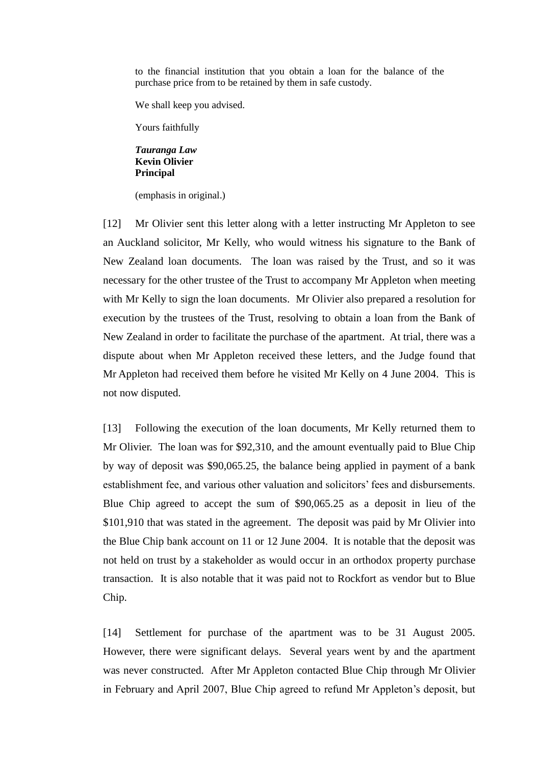> to the financial institution that you obtain a loan for the balance of the purchase price from to be retained by them in safe custody.
>
> We shall keep you advised.
>
> Yours faithfully
>
> ***Tauranga Law***
> **Kevin Olivier**
> **Principal**
>
> (emphasis in original.)

[12] Mr Olivier sent this letter along with a letter instructing Mr Appleton to see an Auckland solicitor, Mr Kelly, who would witness his signature to the Bank of New Zealand loan documents. The loan was raised by the Trust, and so it was necessary for the other trustee of the Trust to accompany Mr Appleton when meeting with Mr Kelly to sign the loan documents. Mr Olivier also prepared a resolution for execution by the trustees of the Trust, resolving to obtain a loan from the Bank of New Zealand in order to facilitate the purchase of the apartment. At trial, there was a dispute about when Mr Appleton received these letters, and the Judge found that Mr Appleton had received them before he visited Mr Kelly on 4 June 2004. This is not now disputed.

[13] Following the execution of the loan documents, Mr Kelly returned them to Mr Olivier. The loan was for $92,310, and the amount eventually paid to Blue Chip by way of deposit was $90,065.25, the balance being applied in payment of a bank establishment fee, and various other valuation and solicitors' fees and disbursements. Blue Chip agreed to accept the sum of $90,065.25 as a deposit in lieu of the $101,910 that was stated in the agreement. The deposit was paid by Mr Olivier into the Blue Chip bank account on 11 or 12 June 2004. It is notable that the deposit was not held on trust by a stakeholder as would occur in an orthodox property purchase transaction. It is also notable that it was paid not to Rockfort as vendor but to Blue Chip.

[14] Settlement for purchase of the apartment was to be 31 August 2005. However, there were significant delays. Several years went by and the apartment was never constructed. After Mr Appleton contacted Blue Chip through Mr Olivier in February and April 2007, Blue Chip agreed to refund Mr Appleton's deposit, but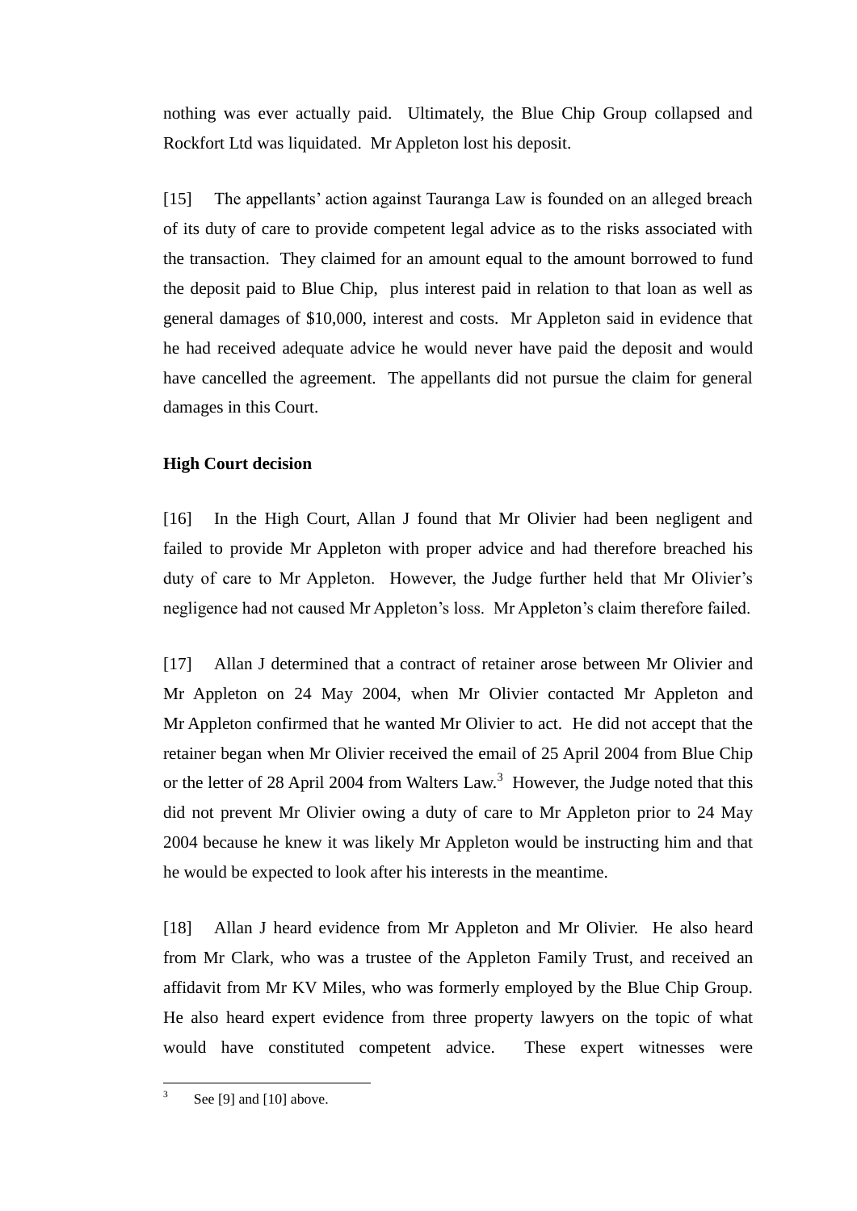nothing was ever actually paid. Ultimately, the Blue Chip Group collapsed and Rockfort Ltd was liquidated. Mr Appleton lost his deposit.

[15] The appellants' action against Tauranga Law is founded on an alleged breach of its duty of care to provide competent legal advice as to the risks associated with the transaction. They claimed for an amount equal to the amount borrowed to fund the deposit paid to Blue Chip, plus interest paid in relation to that loan as well as general damages of $10,000, interest and costs. Mr Appleton said in evidence that he had received adequate advice he would never have paid the deposit and would have cancelled the agreement. The appellants did not pursue the claim for general damages in this Court.

**High Court decision**

[16] In the High Court, Allan J found that Mr Olivier had been negligent and failed to provide Mr Appleton with proper advice and had therefore breached his duty of care to Mr Appleton. However, the Judge further held that Mr Olivier's negligence had not caused Mr Appleton's loss. Mr Appleton's claim therefore failed.

[17] Allan J determined that a contract of retainer arose between Mr Olivier and Mr Appleton on 24 May 2004, when Mr Olivier contacted Mr Appleton and Mr Appleton confirmed that he wanted Mr Olivier to act. He did not accept that the retainer began when Mr Olivier received the email of 25 April 2004 from Blue Chip or the letter of 28 April 2004 from Walters Law.[3] However, the Judge noted that this did not prevent Mr Olivier owing a duty of care to Mr Appleton prior to 24 May 2004 because he knew it was likely Mr Appleton would be instructing him and that he would be expected to look after his interests in the meantime.

[18] Allan J heard evidence from Mr Appleton and Mr Olivier. He also heard from Mr Clark, who was a trustee of the Appleton Family Trust, and received an affidavit from Mr KV Miles, who was formerly employed by the Blue Chip Group. He also heard expert evidence from three property lawyers on the topic of what would have constituted competent advice. These expert witnesses were

---

[3] See [9] and [10] above.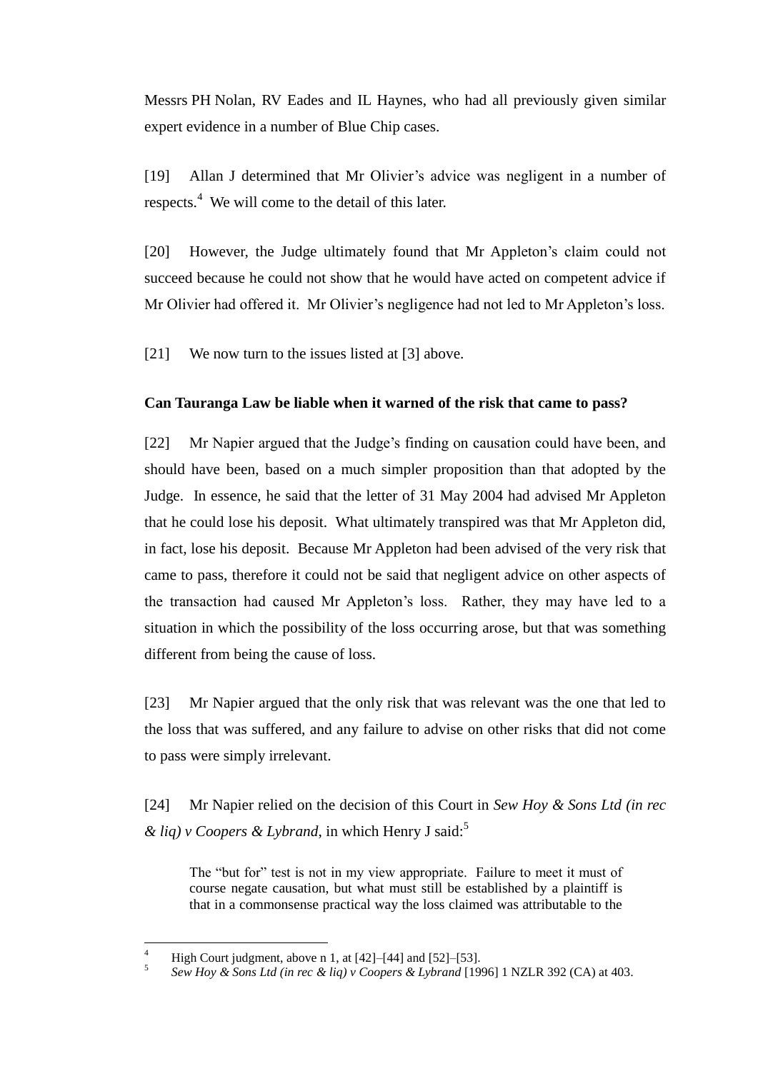Messrs PH Nolan, RV Eades and IL Haynes, who had all previously given similar expert evidence in a number of Blue Chip cases.

[19] Allan J determined that Mr Olivier's advice was negligent in a number of respects.[4] We will come to the detail of this later.

[20] However, the Judge ultimately found that Mr Appleton's claim could not succeed because he could not show that he would have acted on competent advice if Mr Olivier had offered it. Mr Olivier's negligence had not led to Mr Appleton's loss.

[21] We now turn to the issues listed at [3] above.

**Can Tauranga Law be liable when it warned of the risk that came to pass?**

[22] Mr Napier argued that the Judge's finding on causation could have been, and should have been, based on a much simpler proposition than that adopted by the Judge. In essence, he said that the letter of 31 May 2004 had advised Mr Appleton that he could lose his deposit. What ultimately transpired was that Mr Appleton did, in fact, lose his deposit. Because Mr Appleton had been advised of the very risk that came to pass, therefore it could not be said that negligent advice on other aspects of the transaction had caused Mr Appleton's loss. Rather, they may have led to a situation in which the possibility of the loss occurring arose, but that was something different from being the cause of loss.

[23] Mr Napier argued that the only risk that was relevant was the one that led to the loss that was suffered, and any failure to advise on other risks that did not come to pass were simply irrelevant.

[24] Mr Napier relied on the decision of this Court in *Sew Hoy & Sons Ltd (in rec & liq) v Coopers & Lybrand*, in which Henry J said:[5]

> The "but for" test is not in my view appropriate. Failure to meet it must of course negate causation, but what must still be established by a plaintiff is that in a commonsense practical way the loss claimed was attributable to the

---

[4] High Court judgment, above n 1, at [42]–[44] and [52]–[53].

[5] *Sew Hoy & Sons Ltd (in rec & liq) v Coopers & Lybrand* [1996] 1 NZLR 392 (CA) at 403.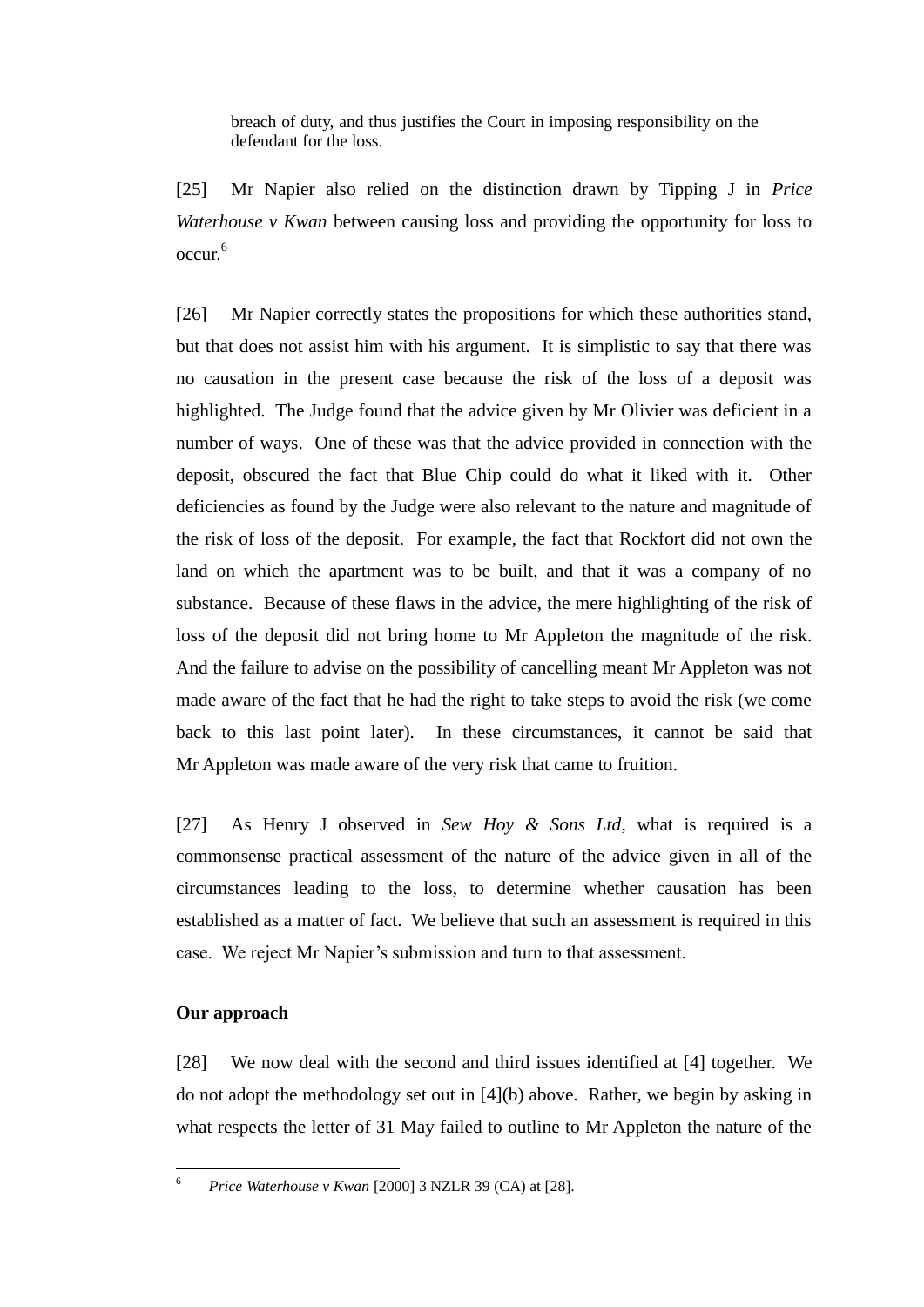> breach of duty, and thus justifies the Court in imposing responsibility on the defendant for the loss.

[25] Mr Napier also relied on the distinction drawn by Tipping J in *Price Waterhouse v Kwan* between causing loss and providing the opportunity for loss to occur.[6]

[26] Mr Napier correctly states the propositions for which these authorities stand, but that does not assist him with his argument. It is simplistic to say that there was no causation in the present case because the risk of the loss of a deposit was highlighted. The Judge found that the advice given by Mr Olivier was deficient in a number of ways. One of these was that the advice provided in connection with the deposit, obscured the fact that Blue Chip could do what it liked with it. Other deficiencies as found by the Judge were also relevant to the nature and magnitude of the risk of loss of the deposit. For example, the fact that Rockfort did not own the land on which the apartment was to be built, and that it was a company of no substance. Because of these flaws in the advice, the mere highlighting of the risk of loss of the deposit did not bring home to Mr Appleton the magnitude of the risk. And the failure to advise on the possibility of cancelling meant Mr Appleton was not made aware of the fact that he had the right to take steps to avoid the risk (we come back to this last point later). In these circumstances, it cannot be said that Mr Appleton was made aware of the very risk that came to fruition.

[27] As Henry J observed in *Sew Hoy & Sons Ltd*, what is required is a commonsense practical assessment of the nature of the advice given in all of the circumstances leading to the loss, to determine whether causation has been established as a matter of fact. We believe that such an assessment is required in this case. We reject Mr Napier's submission and turn to that assessment.

**Our approach**

[28] We now deal with the second and third issues identified at [4] together. We do not adopt the methodology set out in [4](b) above. Rather, we begin by asking in what respects the letter of 31 May failed to outline to Mr Appleton the nature of the

---

[6] *Price Waterhouse v Kwan* [2000] 3 NZLR 39 (CA) at [28].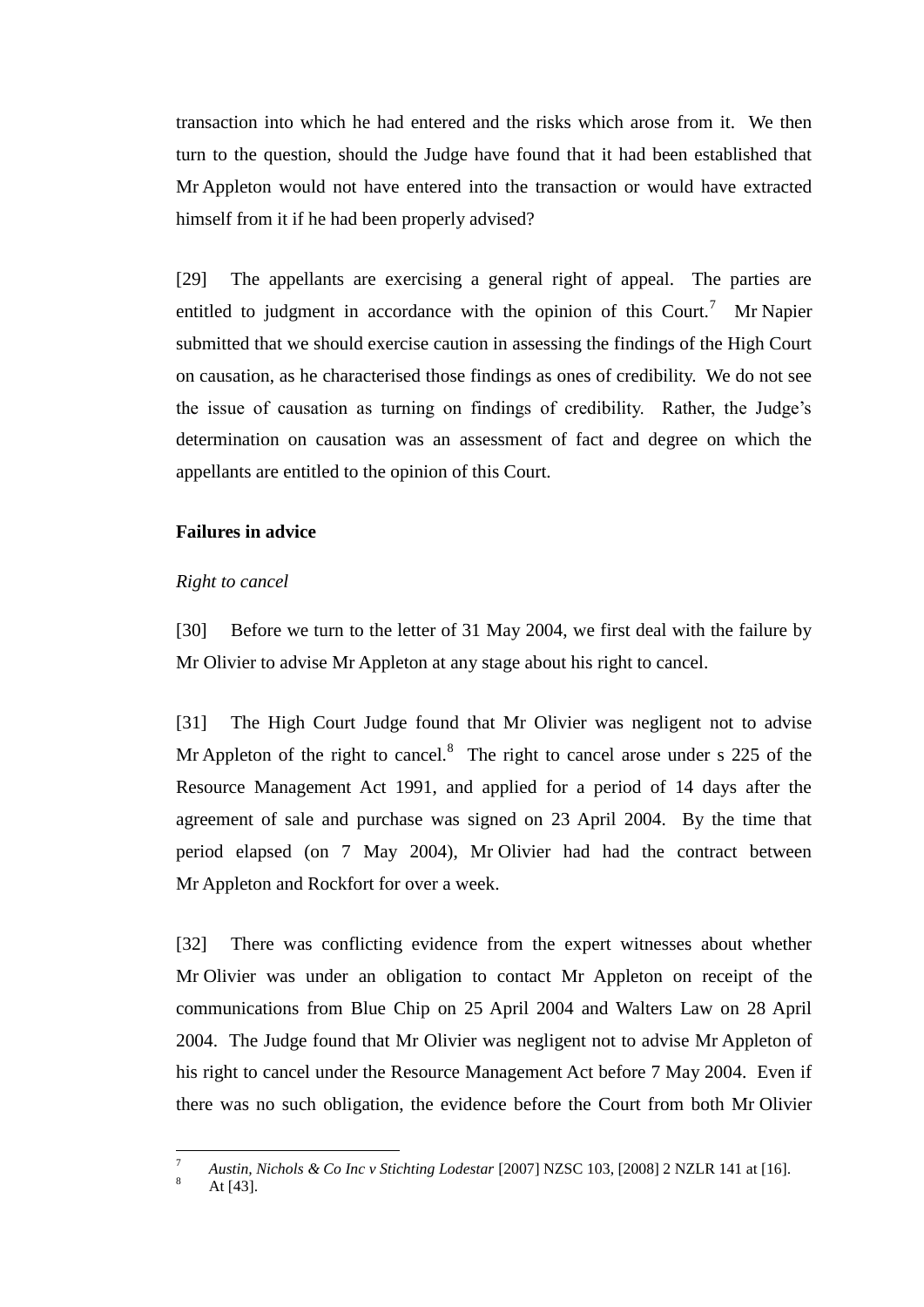transaction into which he had entered and the risks which arose from it. We then turn to the question, should the Judge have found that it had been established that Mr Appleton would not have entered into the transaction or would have extracted himself from it if he had been properly advised?

[29] The appellants are exercising a general right of appeal. The parties are entitled to judgment in accordance with the opinion of this Court.[7] Mr Napier submitted that we should exercise caution in assessing the findings of the High Court on causation, as he characterised those findings as ones of credibility. We do not see the issue of causation as turning on findings of credibility. Rather, the Judge's determination on causation was an assessment of fact and degree on which the appellants are entitled to the opinion of this Court.

**Failures in advice**

*Right to cancel*

[30] Before we turn to the letter of 31 May 2004, we first deal with the failure by Mr Olivier to advise Mr Appleton at any stage about his right to cancel.

[31] The High Court Judge found that Mr Olivier was negligent not to advise Mr Appleton of the right to cancel.[8] The right to cancel arose under s 225 of the Resource Management Act 1991, and applied for a period of 14 days after the agreement of sale and purchase was signed on 23 April 2004. By the time that period elapsed (on 7 May 2004), Mr Olivier had had the contract between Mr Appleton and Rockfort for over a week.

[32] There was conflicting evidence from the expert witnesses about whether Mr Olivier was under an obligation to contact Mr Appleton on receipt of the communications from Blue Chip on 25 April 2004 and Walters Law on 28 April 2004. The Judge found that Mr Olivier was negligent not to advise Mr Appleton of his right to cancel under the Resource Management Act before 7 May 2004. Even if there was no such obligation, the evidence before the Court from both Mr Olivier

---

[7] *Austin, Nichols & Co Inc v Stichting Lodestar* [2007] NZSC 103, [2008] 2 NZLR 141 at [16].

[8] At [43].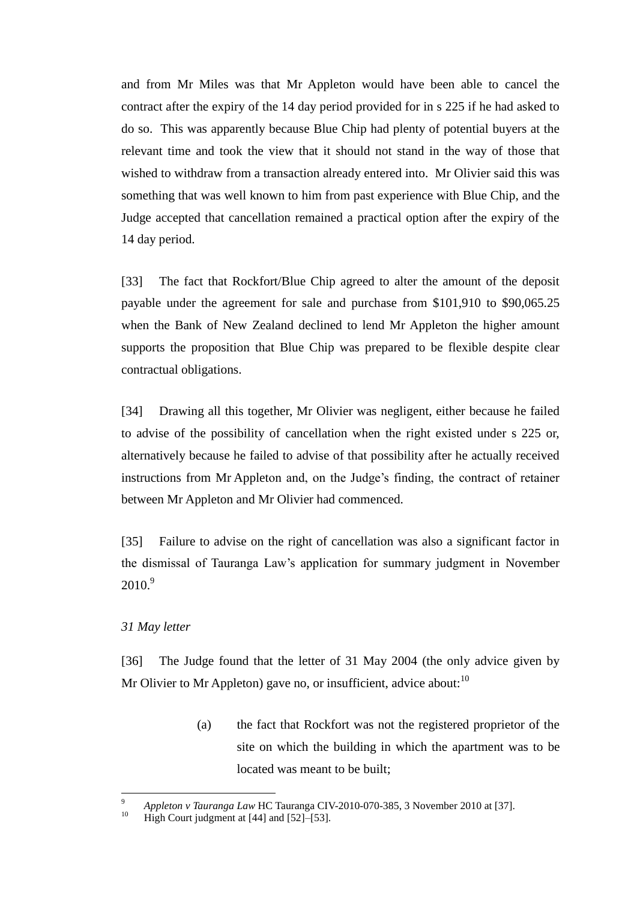and from Mr Miles was that Mr Appleton would have been able to cancel the contract after the expiry of the 14 day period provided for in s 225 if he had asked to do so. This was apparently because Blue Chip had plenty of potential buyers at the relevant time and took the view that it should not stand in the way of those that wished to withdraw from a transaction already entered into. Mr Olivier said this was something that was well known to him from past experience with Blue Chip, and the Judge accepted that cancellation remained a practical option after the expiry of the 14 day period.

[33] The fact that Rockfort/Blue Chip agreed to alter the amount of the deposit payable under the agreement for sale and purchase from $101,910 to $90,065.25 when the Bank of New Zealand declined to lend Mr Appleton the higher amount supports the proposition that Blue Chip was prepared to be flexible despite clear contractual obligations.

[34] Drawing all this together, Mr Olivier was negligent, either because he failed to advise of the possibility of cancellation when the right existed under s 225 or, alternatively because he failed to advise of that possibility after he actually received instructions from Mr Appleton and, on the Judge's finding, the contract of retainer between Mr Appleton and Mr Olivier had commenced.

[35] Failure to advise on the right of cancellation was also a significant factor in the dismissal of Tauranga Law's application for summary judgment in November 2010.[9]

*31 May letter*

[36] The Judge found that the letter of 31 May 2004 (the only advice given by Mr Olivier to Mr Appleton) gave no, or insufficient, advice about:[10]

(a) the fact that Rockfort was not the registered proprietor of the site on which the building in which the apartment was to be located was meant to be built;

---

[9] *Appleton v Tauranga Law* HC Tauranga CIV-2010-070-385, 3 November 2010 at [37].

[10] High Court judgment at [44] and [52]–[53].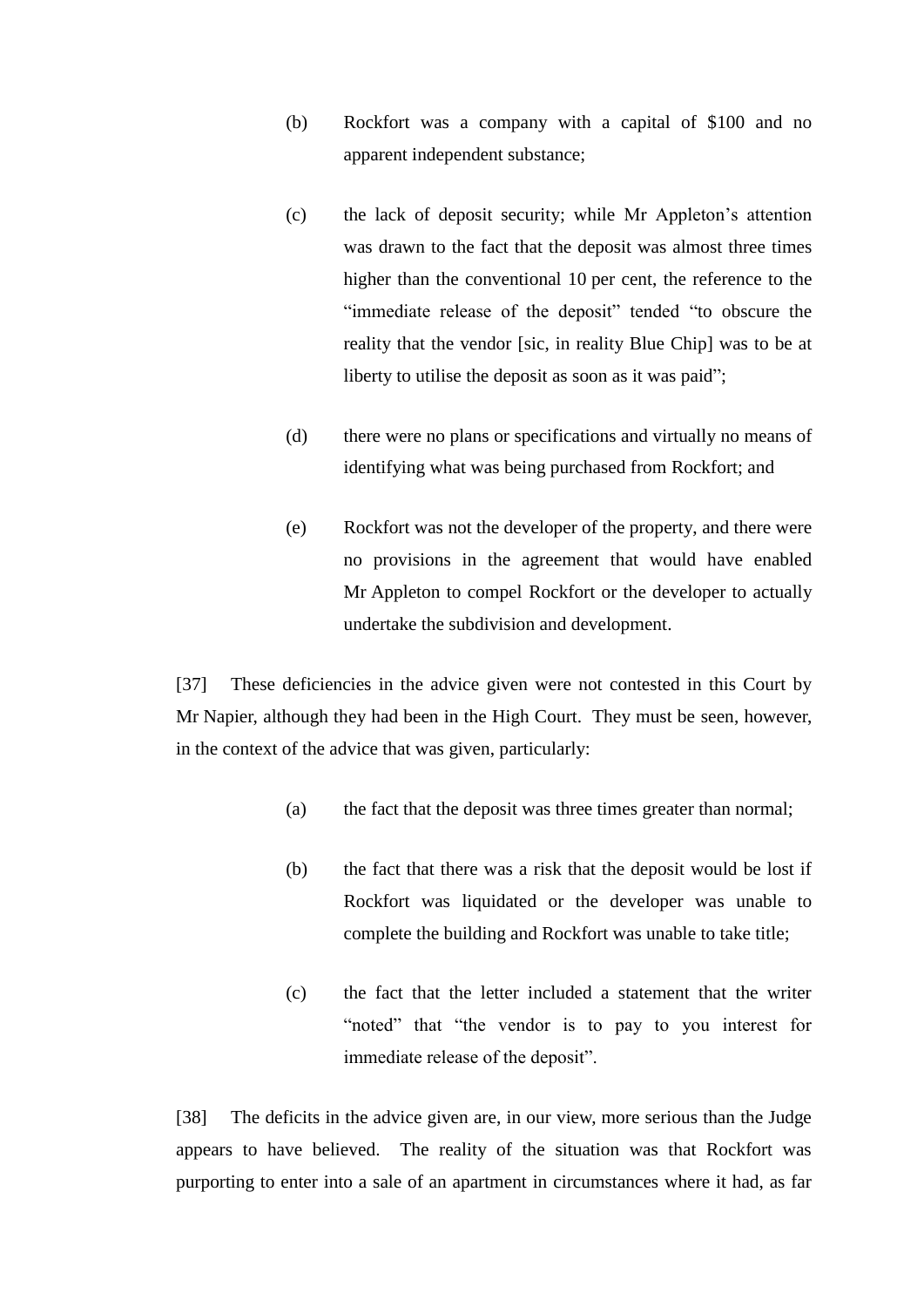(b) Rockfort was a company with a capital of $100 and no apparent independent substance;

(c) the lack of deposit security; while Mr Appleton's attention was drawn to the fact that the deposit was almost three times higher than the conventional 10 per cent, the reference to the "immediate release of the deposit" tended "to obscure the reality that the vendor [sic, in reality Blue Chip] was to be at liberty to utilise the deposit as soon as it was paid";

(d) there were no plans or specifications and virtually no means of identifying what was being purchased from Rockfort; and

(e) Rockfort was not the developer of the property, and there were no provisions in the agreement that would have enabled Mr Appleton to compel Rockfort or the developer to actually undertake the subdivision and development.

[37] These deficiencies in the advice given were not contested in this Court by Mr Napier, although they had been in the High Court. They must be seen, however, in the context of the advice that was given, particularly:

(a) the fact that the deposit was three times greater than normal;

(b) the fact that there was a risk that the deposit would be lost if Rockfort was liquidated or the developer was unable to complete the building and Rockfort was unable to take title;

(c) the fact that the letter included a statement that the writer "noted" that "the vendor is to pay to you interest for immediate release of the deposit".

[38] The deficits in the advice given are, in our view, more serious than the Judge appears to have believed. The reality of the situation was that Rockfort was purporting to enter into a sale of an apartment in circumstances where it had, as far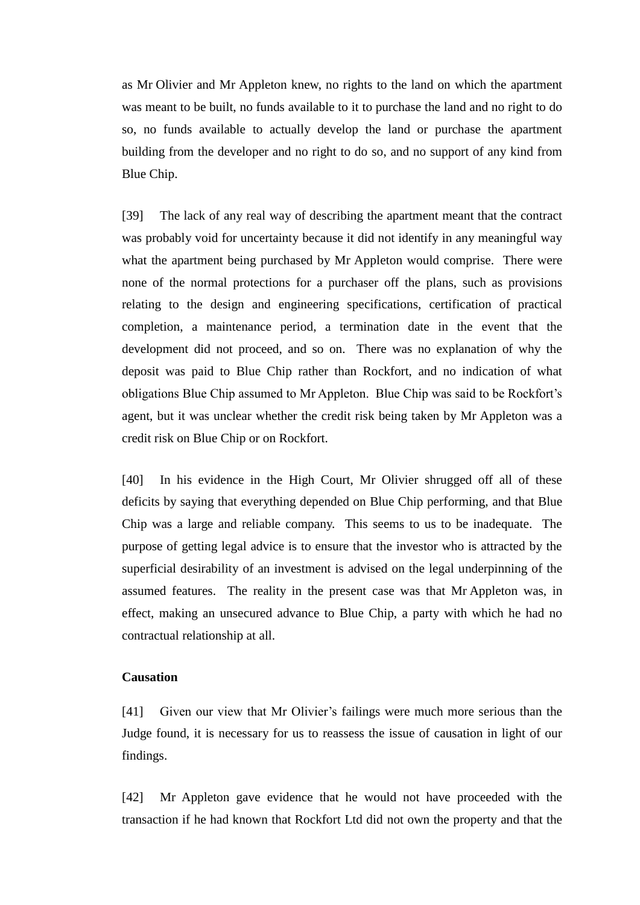as Mr Olivier and Mr Appleton knew, no rights to the land on which the apartment was meant to be built, no funds available to it to purchase the land and no right to do so, no funds available to actually develop the land or purchase the apartment building from the developer and no right to do so, and no support of any kind from Blue Chip.

[39] The lack of any real way of describing the apartment meant that the contract was probably void for uncertainty because it did not identify in any meaningful way what the apartment being purchased by Mr Appleton would comprise. There were none of the normal protections for a purchaser off the plans, such as provisions relating to the design and engineering specifications, certification of practical completion, a maintenance period, a termination date in the event that the development did not proceed, and so on. There was no explanation of why the deposit was paid to Blue Chip rather than Rockfort, and no indication of what obligations Blue Chip assumed to Mr Appleton. Blue Chip was said to be Rockfort's agent, but it was unclear whether the credit risk being taken by Mr Appleton was a credit risk on Blue Chip or on Rockfort.

[40] In his evidence in the High Court, Mr Olivier shrugged off all of these deficits by saying that everything depended on Blue Chip performing, and that Blue Chip was a large and reliable company. This seems to us to be inadequate. The purpose of getting legal advice is to ensure that the investor who is attracted by the superficial desirability of an investment is advised on the legal underpinning of the assumed features. The reality in the present case was that Mr Appleton was, in effect, making an unsecured advance to Blue Chip, a party with which he had no contractual relationship at all.

**Causation**

[41] Given our view that Mr Olivier's failings were much more serious than the Judge found, it is necessary for us to reassess the issue of causation in light of our findings.

[42] Mr Appleton gave evidence that he would not have proceeded with the transaction if he had known that Rockfort Ltd did not own the property and that the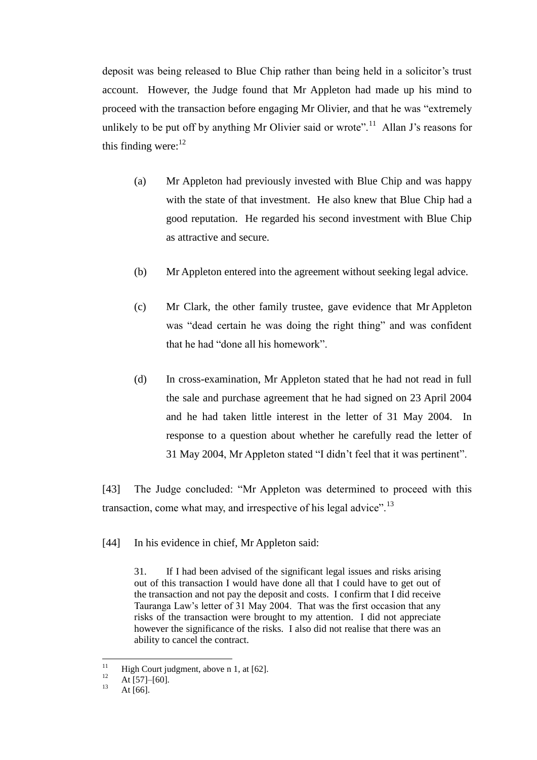deposit was being released to Blue Chip rather than being held in a solicitor's trust account. However, the Judge found that Mr Appleton had made up his mind to proceed with the transaction before engaging Mr Olivier, and that he was "extremely unlikely to be put off by anything Mr Olivier said or wrote".[11] Allan J's reasons for this finding were:[12]

(a) Mr Appleton had previously invested with Blue Chip and was happy with the state of that investment. He also knew that Blue Chip had a good reputation. He regarded his second investment with Blue Chip as attractive and secure.

(b) Mr Appleton entered into the agreement without seeking legal advice.

(c) Mr Clark, the other family trustee, gave evidence that Mr Appleton was "dead certain he was doing the right thing" and was confident that he had "done all his homework".

(d) In cross-examination, Mr Appleton stated that he had not read in full the sale and purchase agreement that he had signed on 23 April 2004 and he had taken little interest in the letter of 31 May 2004. In response to a question about whether he carefully read the letter of 31 May 2004, Mr Appleton stated "I didn't feel that it was pertinent".

[43] The Judge concluded: "Mr Appleton was determined to proceed with this transaction, come what may, and irrespective of his legal advice".[13]

[44] In his evidence in chief, Mr Appleton said:

> 31. If I had been advised of the significant legal issues and risks arising out of this transaction I would have done all that I could have to get out of the transaction and not pay the deposit and costs. I confirm that I did receive Tauranga Law's letter of 31 May 2004. That was the first occasion that any risks of the transaction were brought to my attention. I did not appreciate however the significance of the risks. I also did not realise that there was an ability to cancel the contract.

---

[11] High Court judgment, above n 1, at [62].

[12] At [57]–[60].

[13] At [66].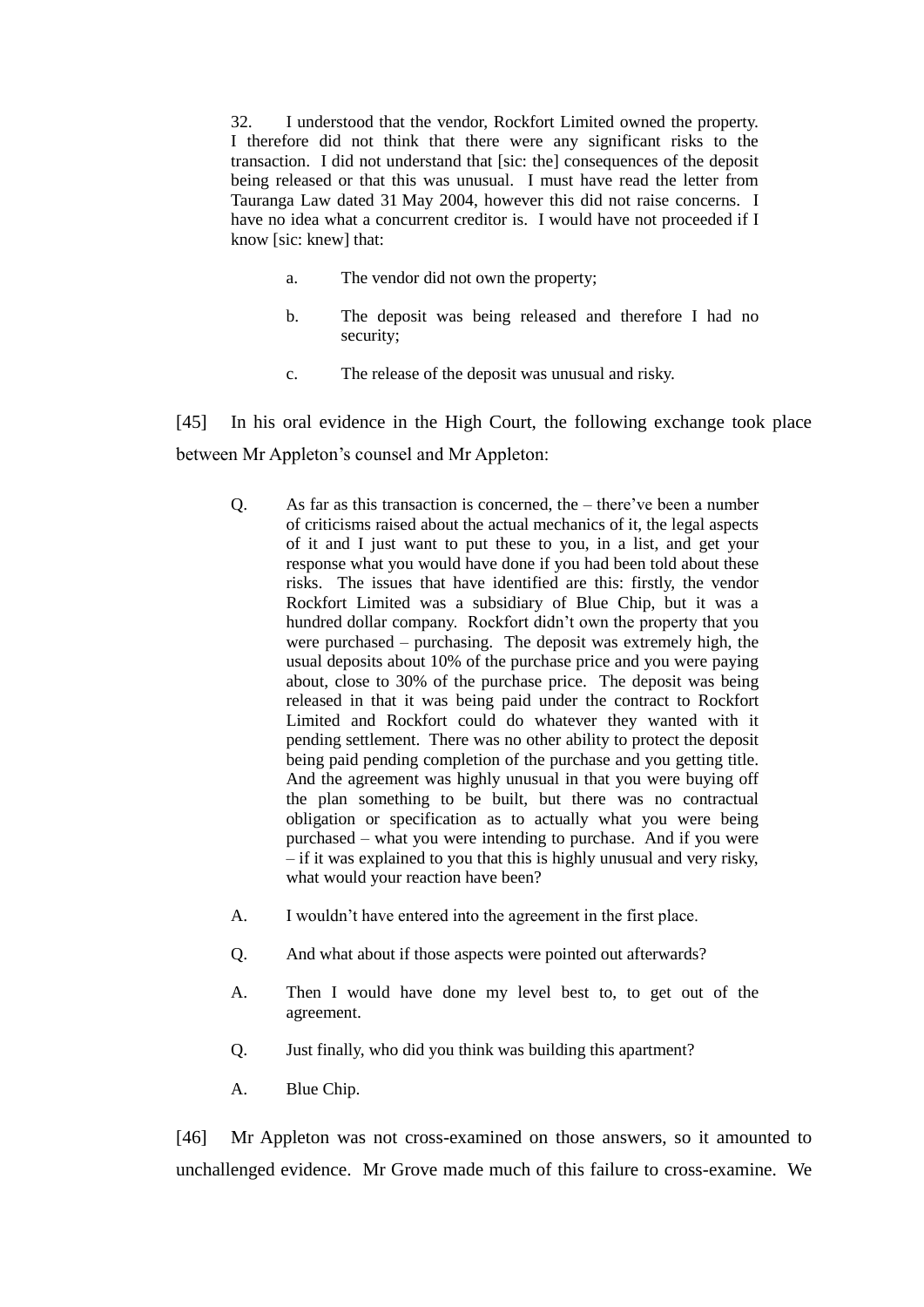> 32. I understood that the vendor, Rockfort Limited owned the property. I therefore did not think that there were any significant risks to the transaction. I did not understand that [sic: the] consequences of the deposit being released or that this was unusual. I must have read the letter from Tauranga Law dated 31 May 2004, however this did not raise concerns. I have no idea what a concurrent creditor is. I would have not proceeded if I know [sic: knew] that:
>
> a. The vendor did not own the property;
>
> b. The deposit was being released and therefore I had no security;
>
> c. The release of the deposit was unusual and risky.

[45] In his oral evidence in the High Court, the following exchange took place between Mr Appleton's counsel and Mr Appleton:

> Q. As far as this transaction is concerned, the – there've been a number of criticisms raised about the actual mechanics of it, the legal aspects of it and I just want to put these to you, in a list, and get your response what you would have done if you had been told about these risks. The issues that have identified are this: firstly, the vendor Rockfort Limited was a subsidiary of Blue Chip, but it was a hundred dollar company. Rockfort didn't own the property that you were purchased – purchasing. The deposit was extremely high, the usual deposits about 10% of the purchase price and you were paying about, close to 30% of the purchase price. The deposit was being released in that it was being paid under the contract to Rockfort Limited and Rockfort could do whatever they wanted with it pending settlement. There was no other ability to protect the deposit being paid pending completion of the purchase and you getting title. And the agreement was highly unusual in that you were buying off the plan something to be built, but there was no contractual obligation or specification as to actually what you were being purchased – what you were intending to purchase. And if you were – if it was explained to you that this is highly unusual and very risky, what would your reaction have been?
>
> A. I wouldn't have entered into the agreement in the first place.
>
> Q. And what about if those aspects were pointed out afterwards?
>
> A. Then I would have done my level best to, to get out of the agreement.
>
> Q. Just finally, who did you think was building this apartment?
>
> A. Blue Chip.

[46] Mr Appleton was not cross-examined on those answers, so it amounted to unchallenged evidence. Mr Grove made much of this failure to cross-examine. We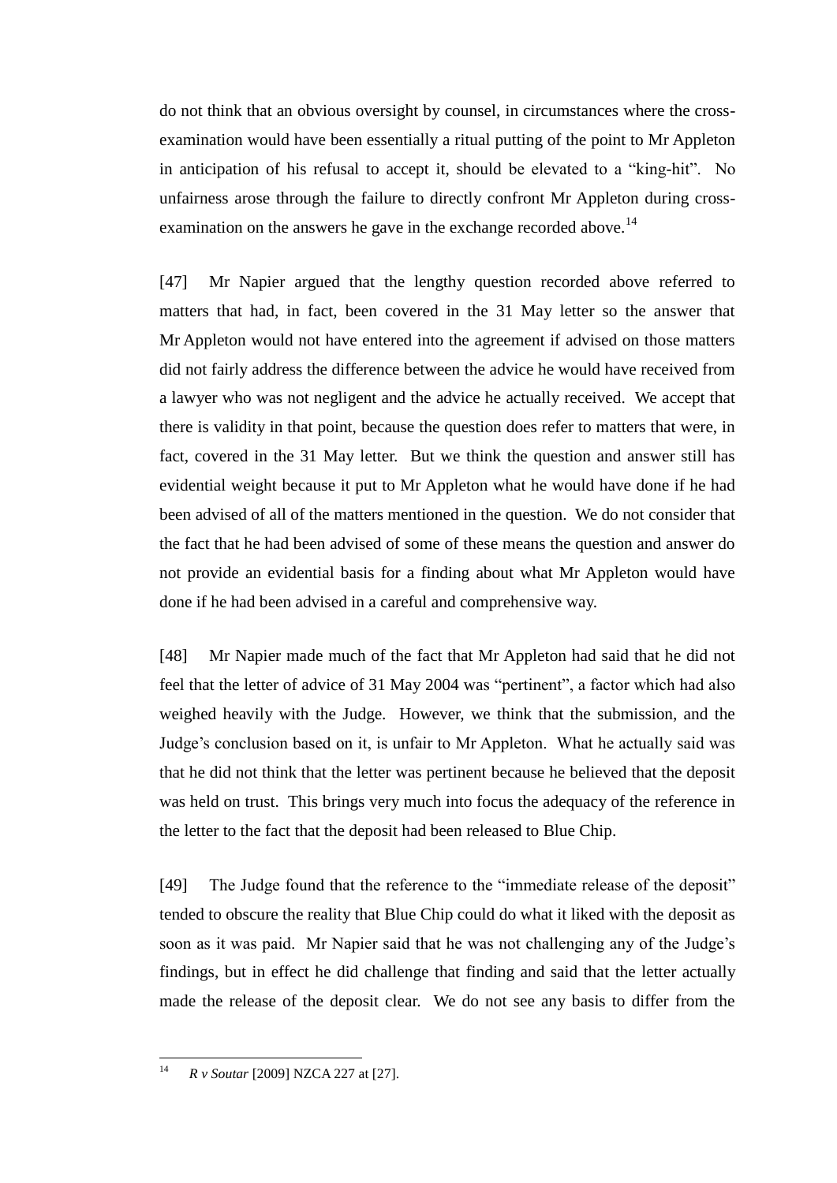do not think that an obvious oversight by counsel, in circumstances where the cross-examination would have been essentially a ritual putting of the point to Mr Appleton in anticipation of his refusal to accept it, should be elevated to a "king-hit". No unfairness arose through the failure to directly confront Mr Appleton during cross-examination on the answers he gave in the exchange recorded above.[14]

[47] Mr Napier argued that the lengthy question recorded above referred to matters that had, in fact, been covered in the 31 May letter so the answer that Mr Appleton would not have entered into the agreement if advised on those matters did not fairly address the difference between the advice he would have received from a lawyer who was not negligent and the advice he actually received. We accept that there is validity in that point, because the question does refer to matters that were, in fact, covered in the 31 May letter. But we think the question and answer still has evidential weight because it put to Mr Appleton what he would have done if he had been advised of all of the matters mentioned in the question. We do not consider that the fact that he had been advised of some of these means the question and answer do not provide an evidential basis for a finding about what Mr Appleton would have done if he had been advised in a careful and comprehensive way.

[48] Mr Napier made much of the fact that Mr Appleton had said that he did not feel that the letter of advice of 31 May 2004 was "pertinent", a factor which had also weighed heavily with the Judge. However, we think that the submission, and the Judge's conclusion based on it, is unfair to Mr Appleton. What he actually said was that he did not think that the letter was pertinent because he believed that the deposit was held on trust. This brings very much into focus the adequacy of the reference in the letter to the fact that the deposit had been released to Blue Chip.

[49] The Judge found that the reference to the "immediate release of the deposit" tended to obscure the reality that Blue Chip could do what it liked with the deposit as soon as it was paid. Mr Napier said that he was not challenging any of the Judge's findings, but in effect he did challenge that finding and said that the letter actually made the release of the deposit clear. We do not see any basis to differ from the

[14] *R v Soutar* [2009] NZCA 227 at [27].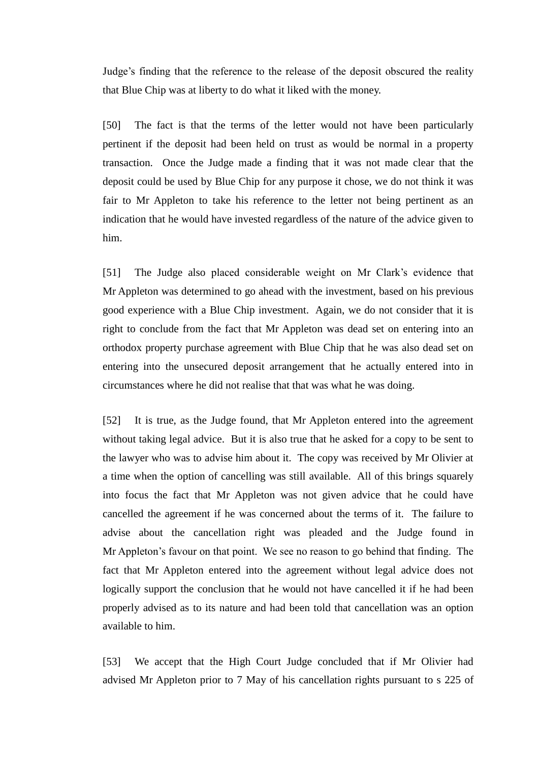Judge's finding that the reference to the release of the deposit obscured the reality that Blue Chip was at liberty to do what it liked with the money.

[50] The fact is that the terms of the letter would not have been particularly pertinent if the deposit had been held on trust as would be normal in a property transaction. Once the Judge made a finding that it was not made clear that the deposit could be used by Blue Chip for any purpose it chose, we do not think it was fair to Mr Appleton to take his reference to the letter not being pertinent as an indication that he would have invested regardless of the nature of the advice given to him.

[51] The Judge also placed considerable weight on Mr Clark's evidence that Mr Appleton was determined to go ahead with the investment, based on his previous good experience with a Blue Chip investment. Again, we do not consider that it is right to conclude from the fact that Mr Appleton was dead set on entering into an orthodox property purchase agreement with Blue Chip that he was also dead set on entering into the unsecured deposit arrangement that he actually entered into in circumstances where he did not realise that that was what he was doing.

[52] It is true, as the Judge found, that Mr Appleton entered into the agreement without taking legal advice. But it is also true that he asked for a copy to be sent to the lawyer who was to advise him about it. The copy was received by Mr Olivier at a time when the option of cancelling was still available. All of this brings squarely into focus the fact that Mr Appleton was not given advice that he could have cancelled the agreement if he was concerned about the terms of it. The failure to advise about the cancellation right was pleaded and the Judge found in Mr Appleton's favour on that point. We see no reason to go behind that finding. The fact that Mr Appleton entered into the agreement without legal advice does not logically support the conclusion that he would not have cancelled it if he had been properly advised as to its nature and had been told that cancellation was an option available to him.

[53] We accept that the High Court Judge concluded that if Mr Olivier had advised Mr Appleton prior to 7 May of his cancellation rights pursuant to s 225 of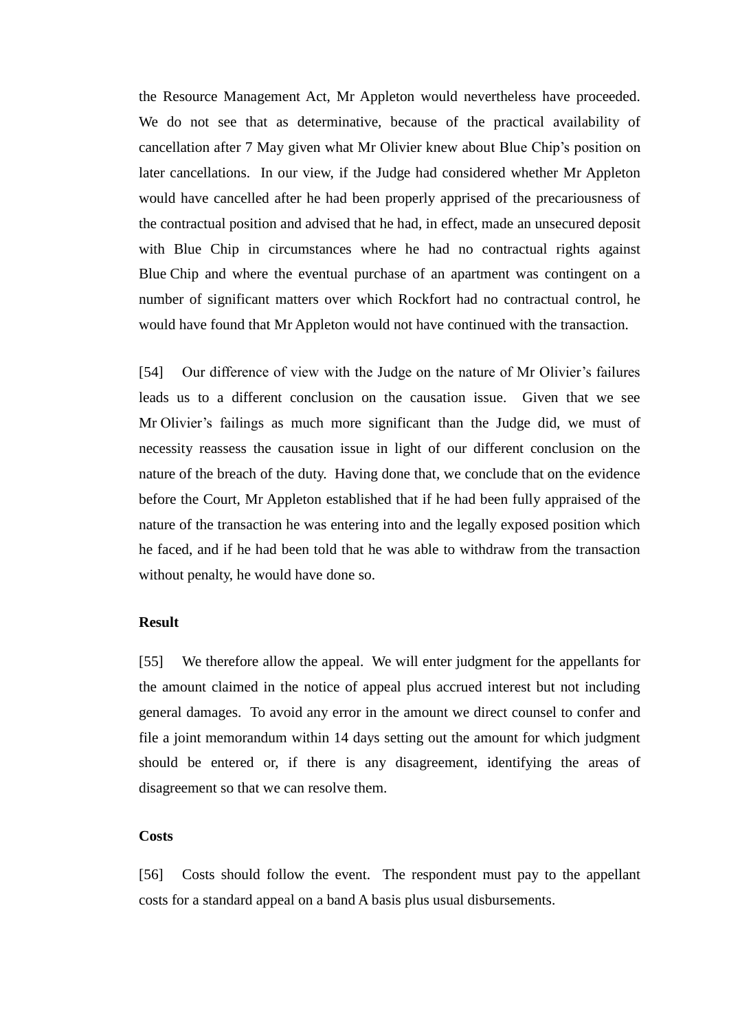the Resource Management Act, Mr Appleton would nevertheless have proceeded. We do not see that as determinative, because of the practical availability of cancellation after 7 May given what Mr Olivier knew about Blue Chip's position on later cancellations. In our view, if the Judge had considered whether Mr Appleton would have cancelled after he had been properly apprised of the precariousness of the contractual position and advised that he had, in effect, made an unsecured deposit with Blue Chip in circumstances where he had no contractual rights against Blue Chip and where the eventual purchase of an apartment was contingent on a number of significant matters over which Rockfort had no contractual control, he would have found that Mr Appleton would not have continued with the transaction.

[54] Our difference of view with the Judge on the nature of Mr Olivier's failures leads us to a different conclusion on the causation issue. Given that we see Mr Olivier's failings as much more significant than the Judge did, we must of necessity reassess the causation issue in light of our different conclusion on the nature of the breach of the duty. Having done that, we conclude that on the evidence before the Court, Mr Appleton established that if he had been fully appraised of the nature of the transaction he was entering into and the legally exposed position which he faced, and if he had been told that he was able to withdraw from the transaction without penalty, he would have done so.

**Result**

[55] We therefore allow the appeal. We will enter judgment for the appellants for the amount claimed in the notice of appeal plus accrued interest but not including general damages. To avoid any error in the amount we direct counsel to confer and file a joint memorandum within 14 days setting out the amount for which judgment should be entered or, if there is any disagreement, identifying the areas of disagreement so that we can resolve them.

**Costs**

[56] Costs should follow the event. The respondent must pay to the appellant costs for a standard appeal on a band A basis plus usual disbursements.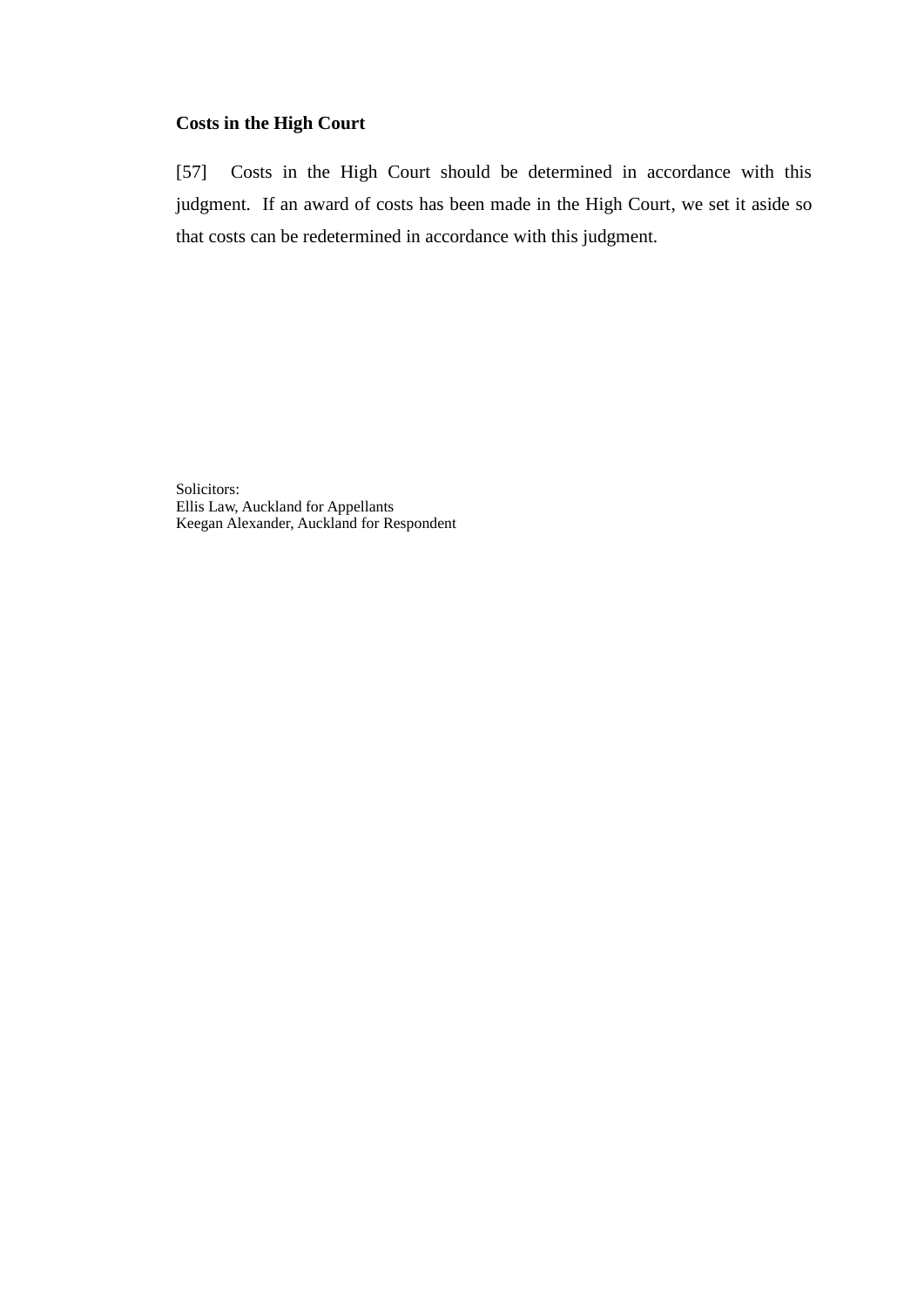**Costs in the High Court**

[57] Costs in the High Court should be determined in accordance with this judgment. If an award of costs has been made in the High Court, we set it aside so that costs can be redetermined in accordance with this judgment.

Solicitors:
Ellis Law, Auckland for Appellants
Keegan Alexander, Auckland for Respondent